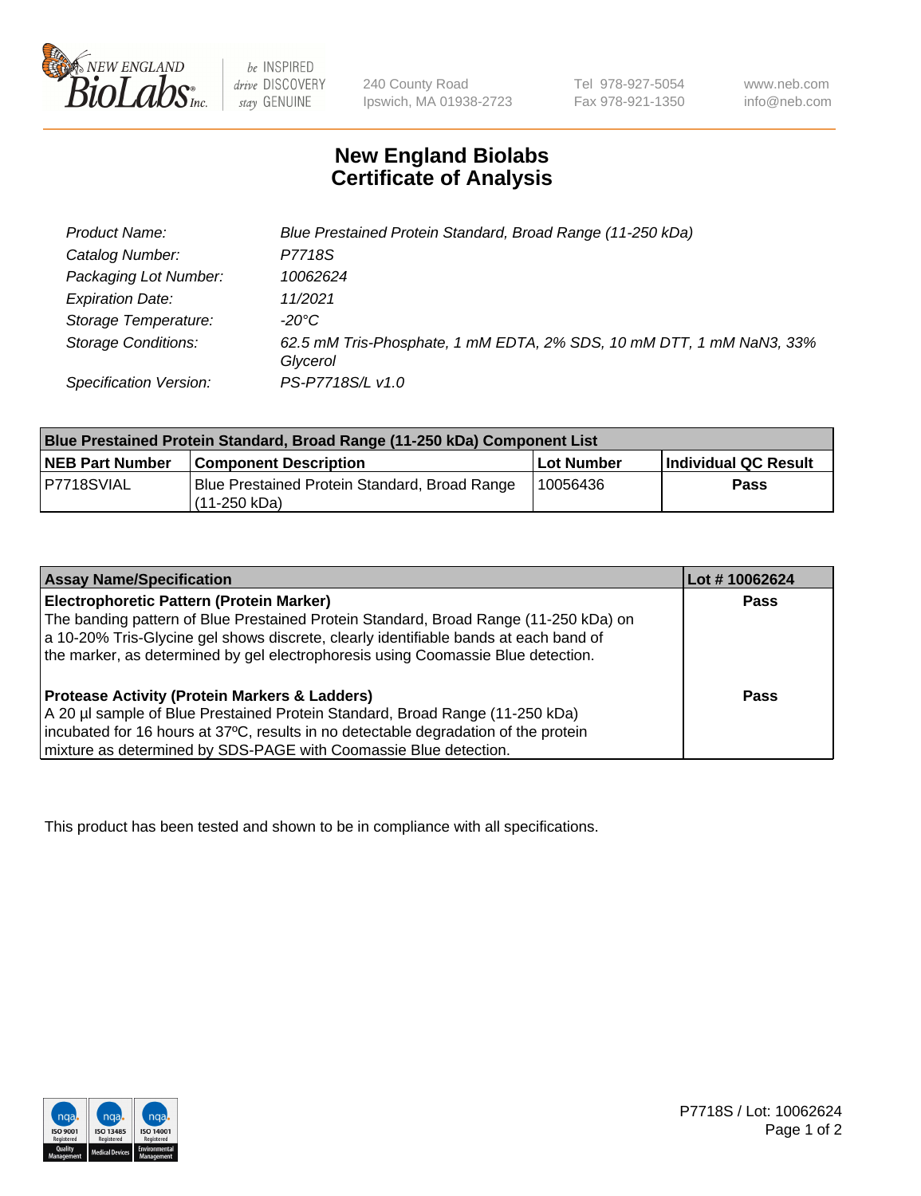240 County Road
Ipswich, MA 01938-2723

Tel 978-927-5054
Fax 978-921-1350

www.neb.com
info@neb.com

# New England Biolabs Certificate of Analysis

| | |
|---|---|
| Product Name: | Blue Prestained Protein Standard, Broad Range (11-250 kDa) |
| Catalog Number: | P7718S |
| Packaging Lot Number: | 10062624 |
| Expiration Date: | 11/2021 |
| Storage Temperature: | -20°C |
| Storage Conditions: | 62.5 mM Tris-Phosphate, 1 mM EDTA, 2% SDS, 10 mM DTT, 1 mM NaN3, 33% Glycerol |
| Specification Version: | PS-P7718S/L v1.0 |

| Blue Prestained Protein Standard, Broad Range (11-250 kDa) Component List | | | |
|---|---|---|---|
| **NEB Part Number** | **Component Description** | **Lot Number** | **Individual QC Result** |
| P7718SVIAL | Blue Prestained Protein Standard, Broad Range (11-250 kDa) | 10056436 | **Pass** |

| Assay Name/Specification | Lot # 10062624 |
|---|---|
| **Electrophoretic Pattern (Protein Marker)**<br>The banding pattern of Blue Prestained Protein Standard, Broad Range (11-250 kDa) on a 10-20% Tris-Glycine gel shows discrete, clearly identifiable bands at each band of the marker, as determined by gel electrophoresis using Coomassie Blue detection. | **Pass** |
| **Protease Activity (Protein Markers & Ladders)**<br>A 20 µl sample of Blue Prestained Protein Standard, Broad Range (11-250 kDa) incubated for 16 hours at 37ºC, results in no detectable degradation of the protein mixture as determined by SDS-PAGE with Coomassie Blue detection. | **Pass** |

This product has been tested and shown to be in compliance with all specifications.

P7718S / Lot: 10062624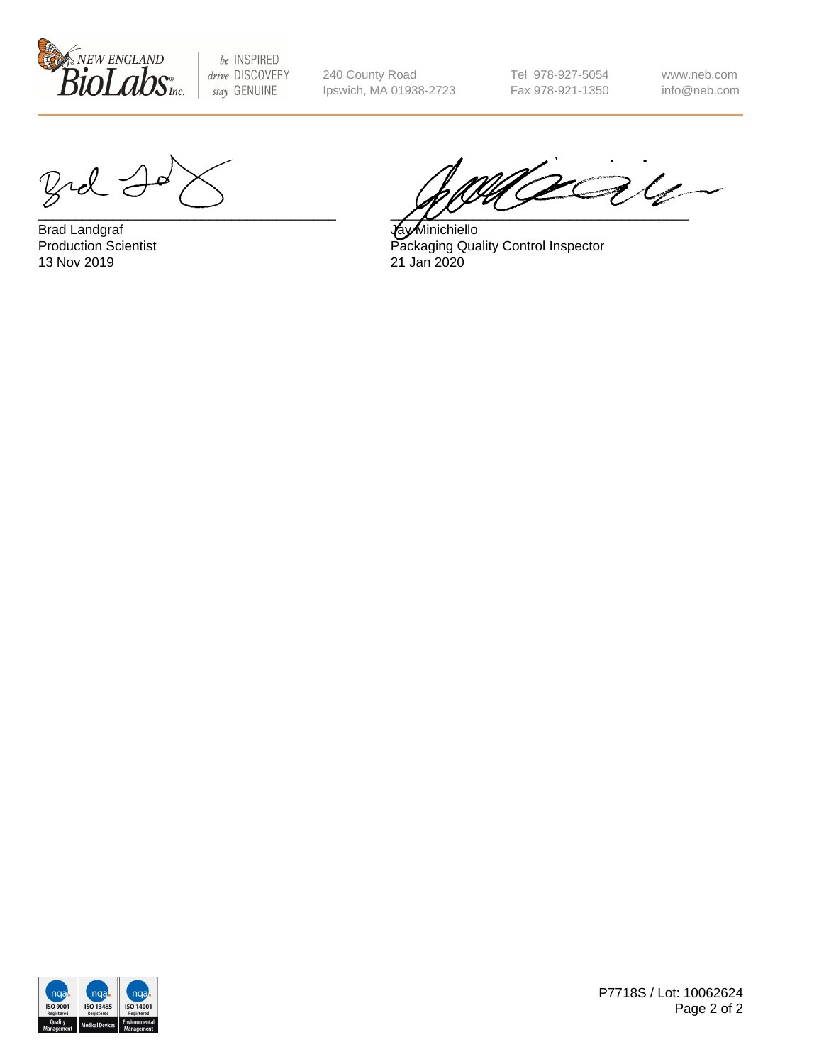Brad Landgraf
Production Scientist
13 Nov 2019

Jay Minichiello
Packaging Quality Control Inspector
21 Jan 2020

P7718S / Lot: 10062624